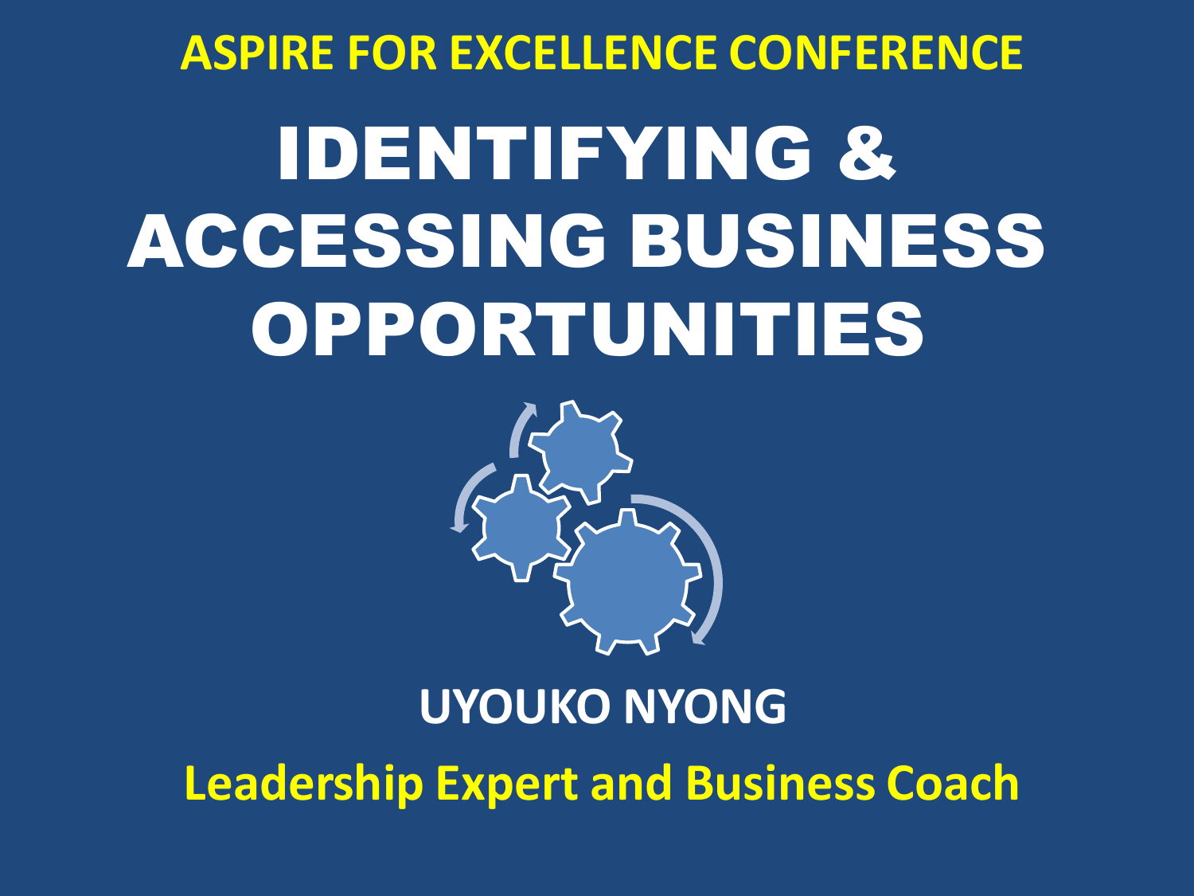**ASPIRE FOR EXCELLENCE CONFERENCE**

# IDENTIFYING & ACCESSING BUSINESS OPPORTUNITIES

**UYOUKO NYONG**

**Leadership Expert and Business Coach**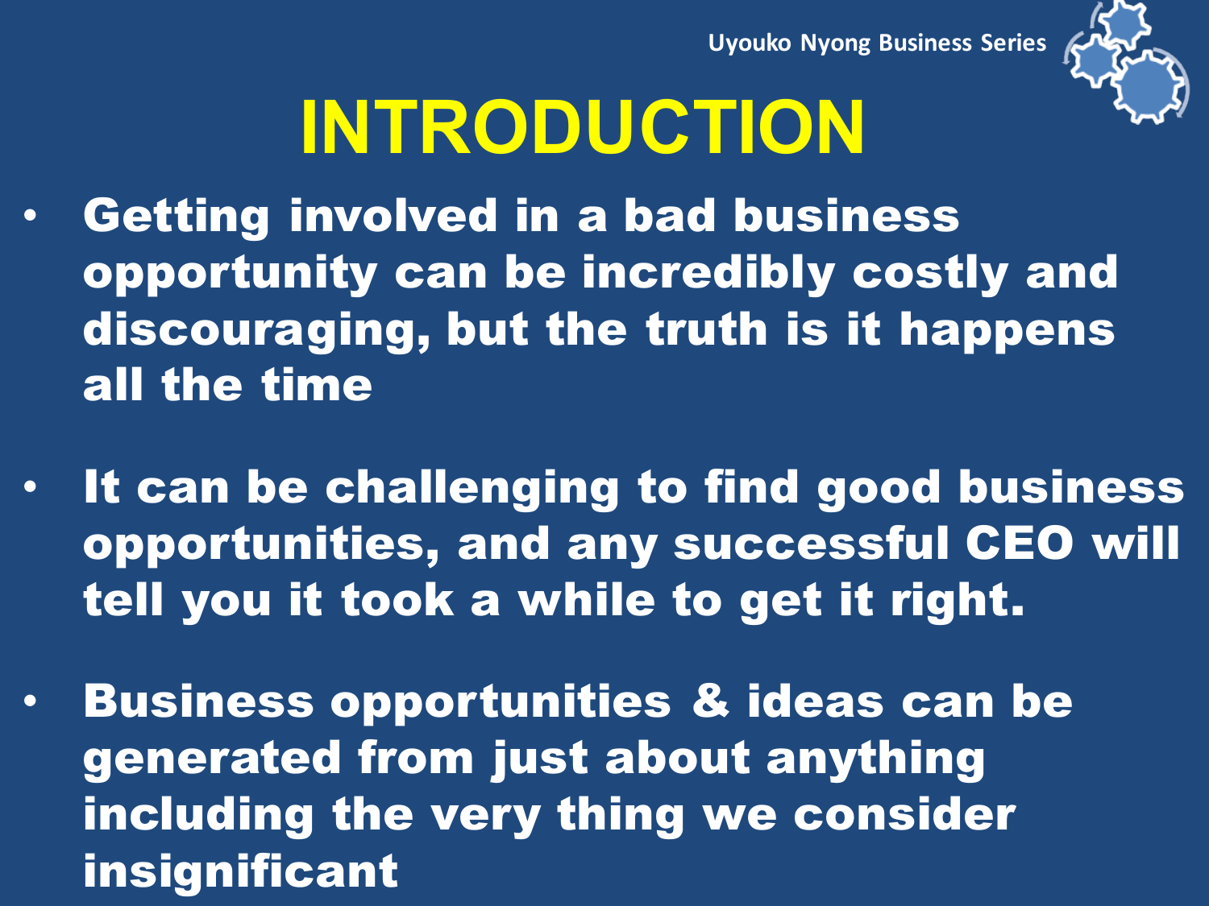# INTRODUCTION

- **Getting involved in a bad business opportunity can be incredibly costly and discouraging, but the truth is it happens all the time**
- **It can be challenging to find good business opportunities, and any successful CEO will tell you it took a while to get it right.**
- **Business opportunities & ideas can be generated from just about anything including the very thing we consider insignificant**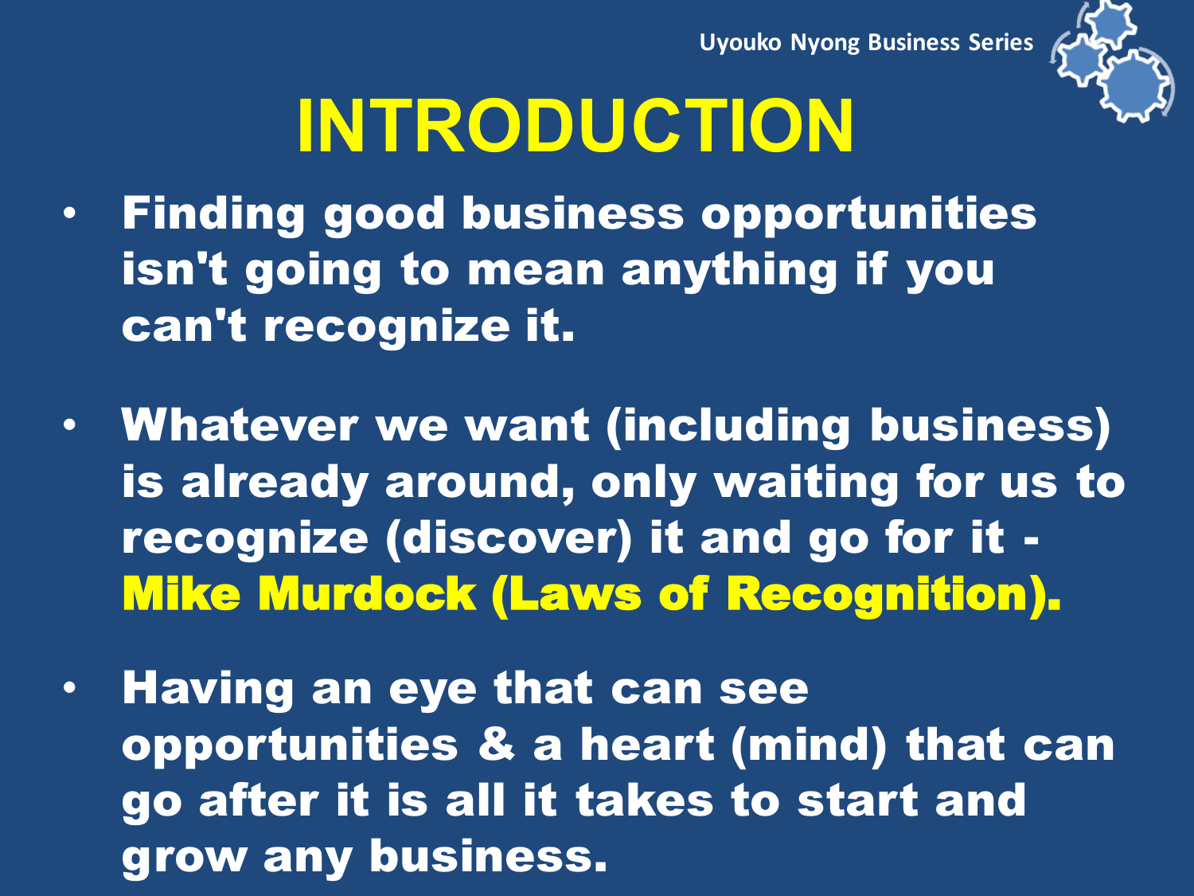# INTRODUCTION

- **Finding good business opportunities isn't going to mean anything if you can't recognize it.**
- **Whatever we want (including business) is already around, only waiting for us to recognize (discover) it and go for it - Mike Murdock (Laws of Recognition).**
- **Having an eye that can see opportunities & a heart (mind) that can go after it is all it takes to start and grow any business.**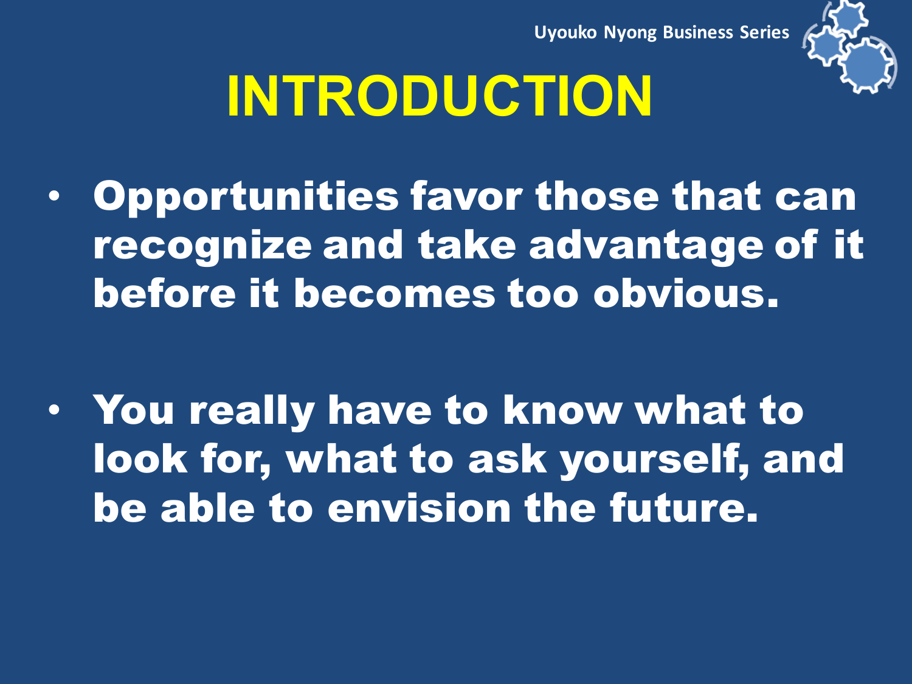# INTRODUCTION

- **Opportunities favor those that can recognize and take advantage of it before it becomes too obvious.**

- **You really have to know what to look for, what to ask yourself, and be able to envision the future.**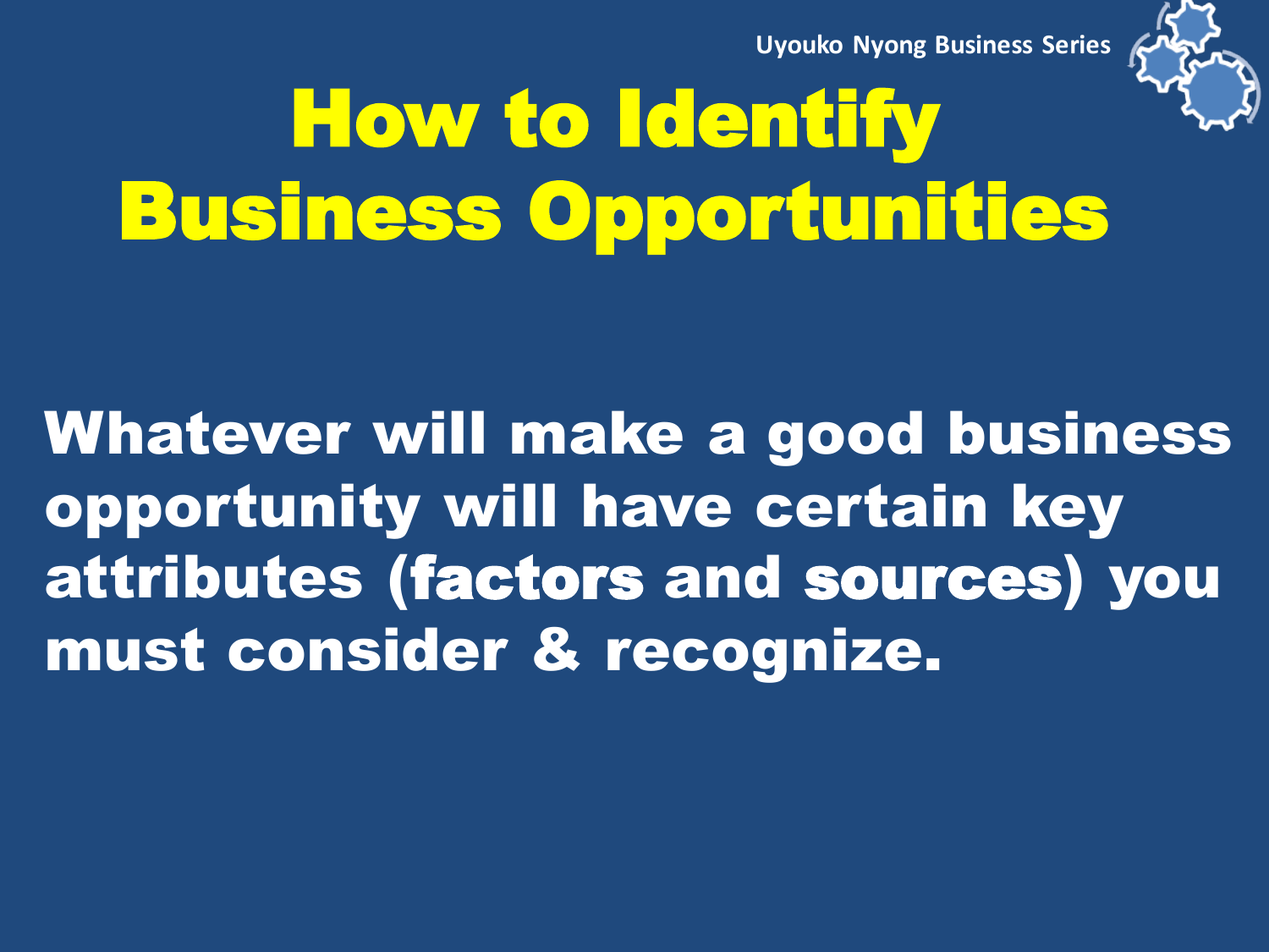# How to Identify Business Opportunities

**Whatever will make a good business opportunity will have certain key attributes (factors and sources) you must consider & recognize.**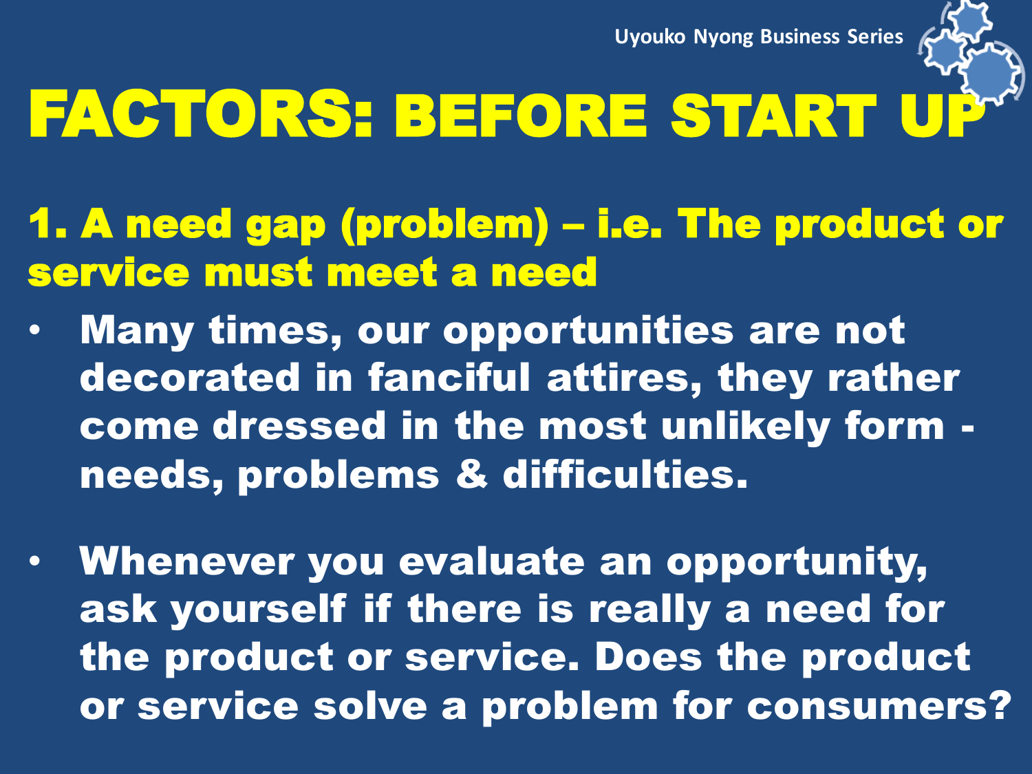# FACTORS: BEFORE START UP

## 1. A need gap (problem) – i.e. The product or service must meet a need

- **Many times, our opportunities are not decorated in fanciful attires, they rather come dressed in the most unlikely form - needs, problems & difficulties.**
- **Whenever you evaluate an opportunity, ask yourself if there is really a need for the product or service. Does the product or service solve a problem for consumers?**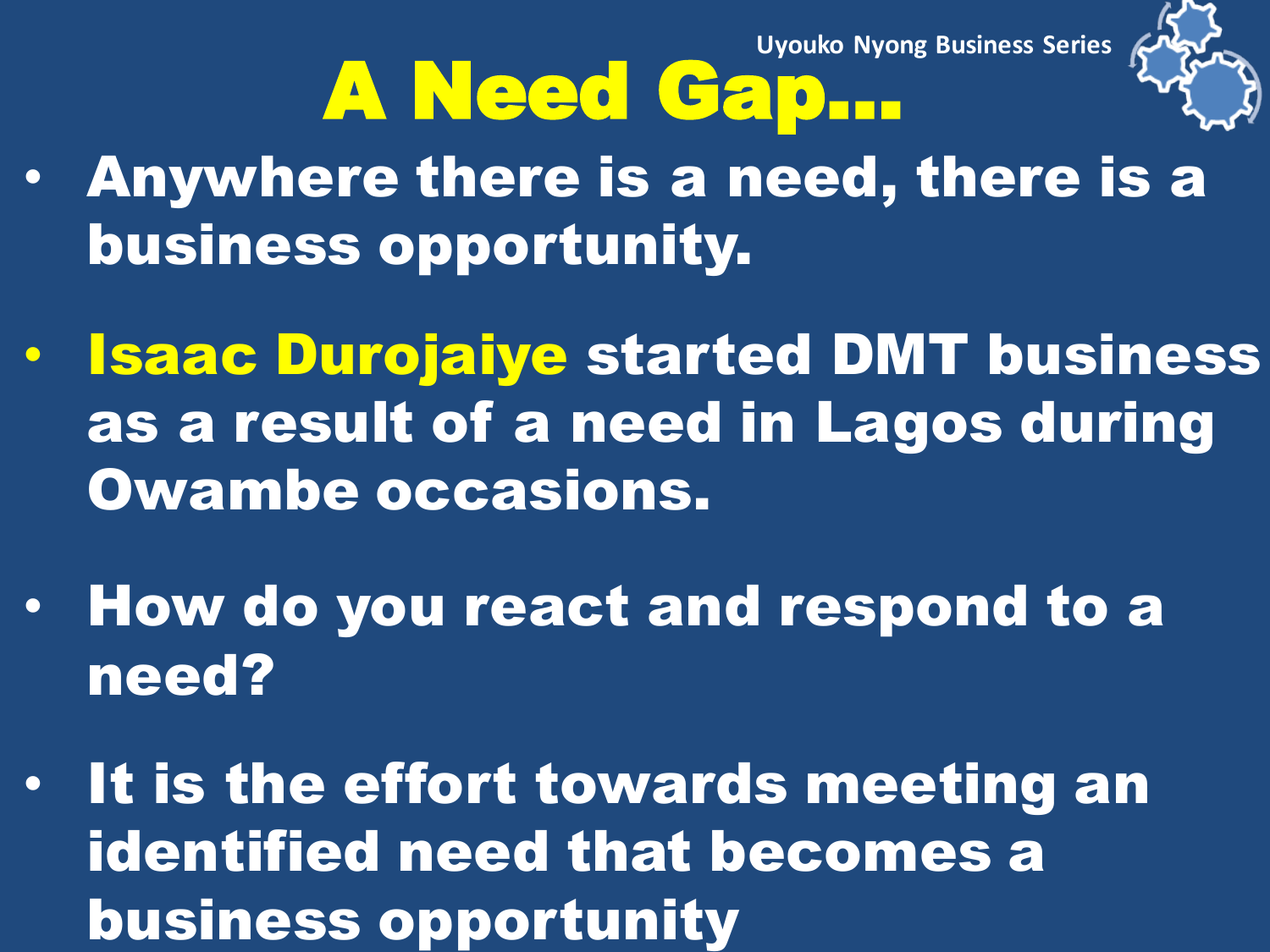# A Need Gap…

- **Anywhere there is a need, there is a business opportunity.**
- **Isaac Durojaiye started DMT business as a result of a need in Lagos during Owambe occasions.**
- **How do you react and respond to a need?**
- **It is the effort towards meeting an identified need that becomes a business opportunity**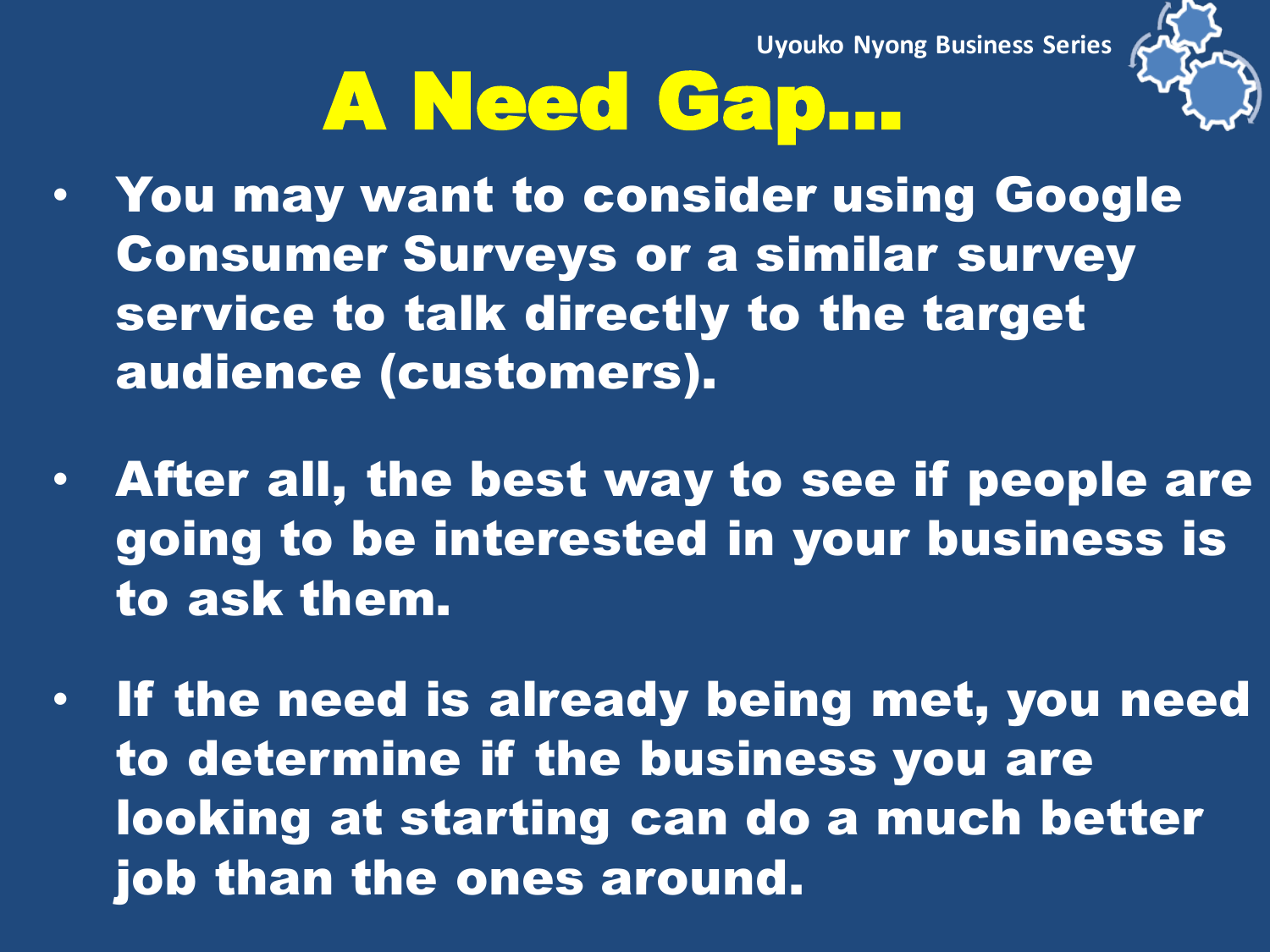# A Need Gap…

- You may want to consider using Google Consumer Surveys or a similar survey service to talk directly to the target audience (customers).
- After all, the best way to see if people are going to be interested in your business is to ask them.
- If the need is already being met, you need to determine if the business you are looking at starting can do a much better job than the ones around.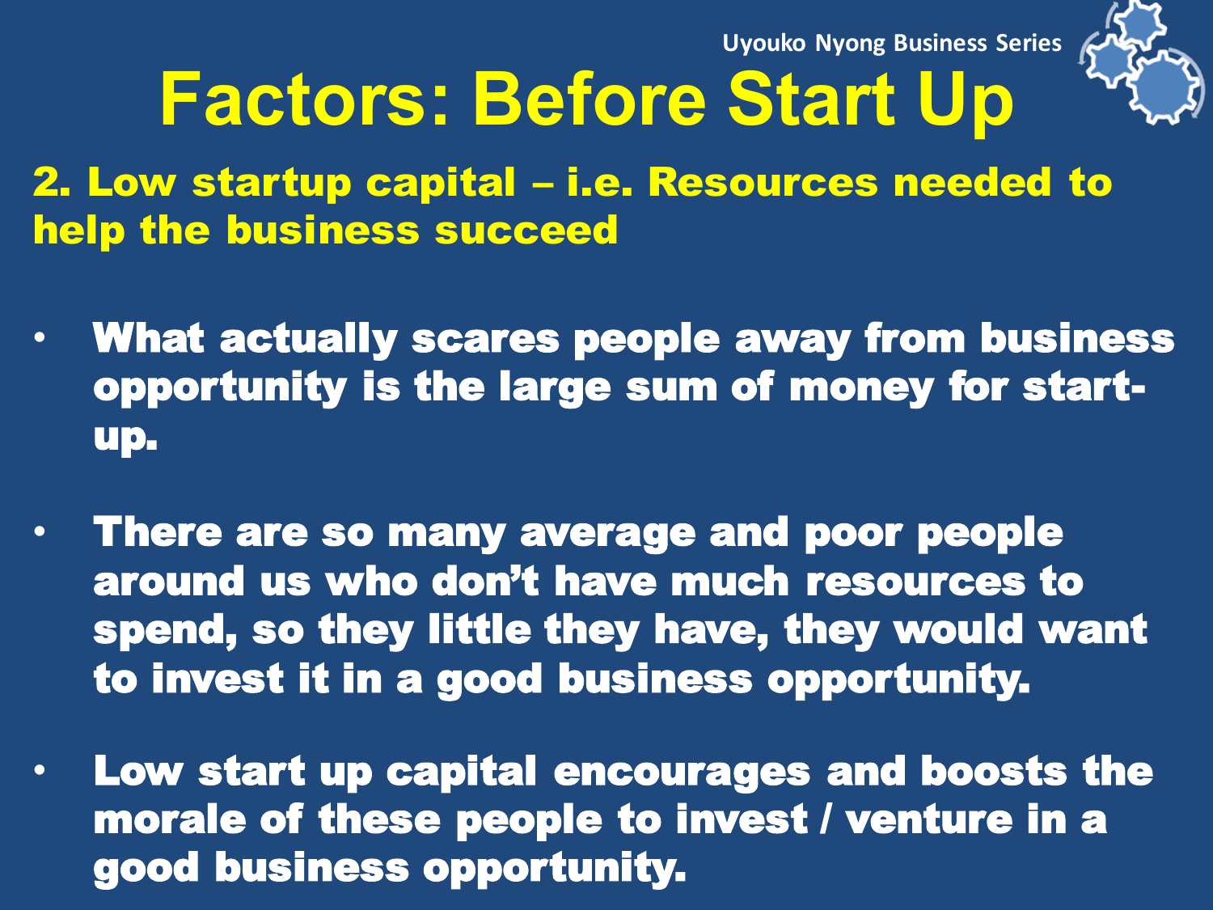# Factors: Before Start Up

## 2. Low startup capital – i.e. Resources needed to help the business succeed

- **What actually scares people away from business opportunity is the large sum of money for start-up.**
- **There are so many average and poor people around us who don't have much resources to spend, so they little they have, they would want to invest it in a good business opportunity.**
- **Low start up capital encourages and boosts the morale of these people to invest / venture in a good business opportunity.**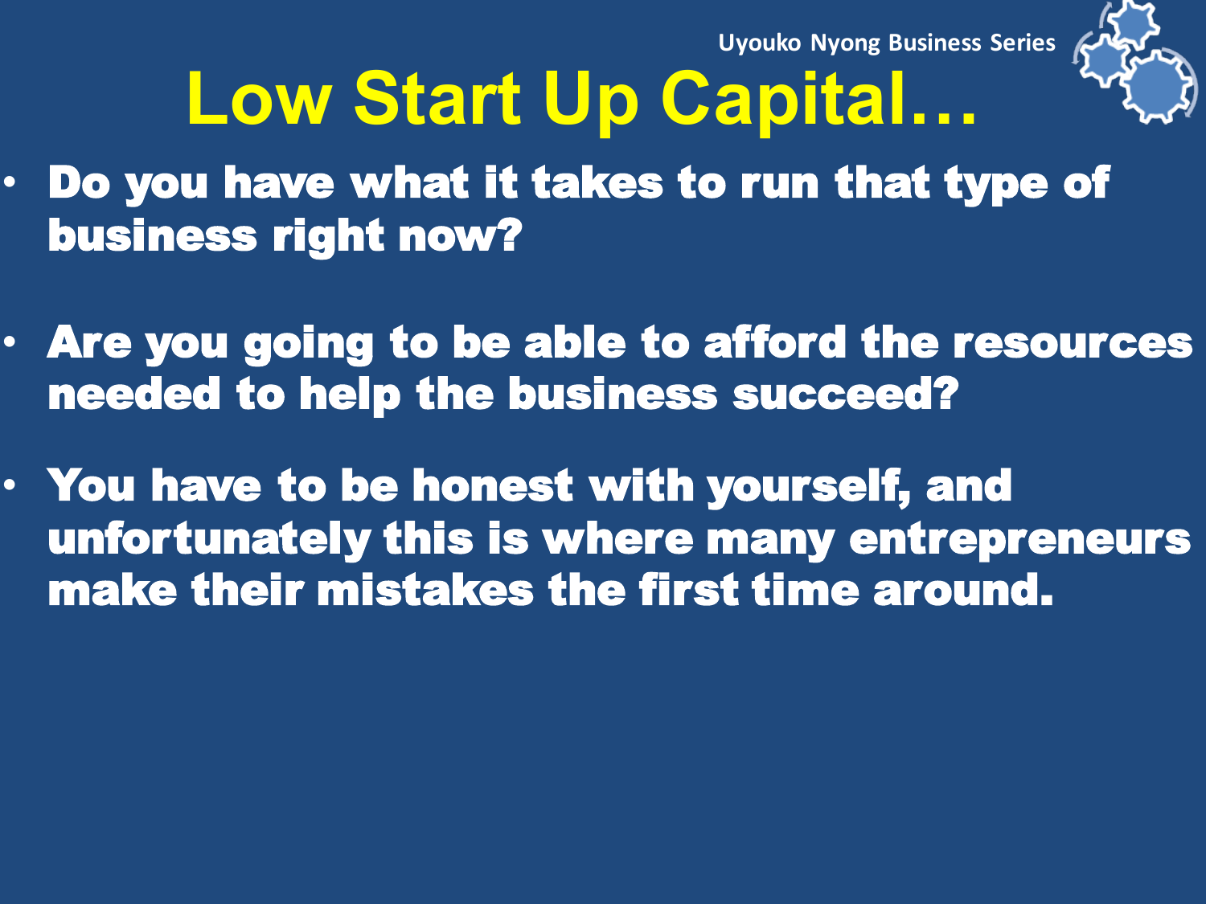# Low Start Up Capital…

- **Do you have what it takes to run that type of business right now?**
- **Are you going to be able to afford the resources needed to help the business succeed?**
- **You have to be honest with yourself, and unfortunately this is where many entrepreneurs make their mistakes the first time around.**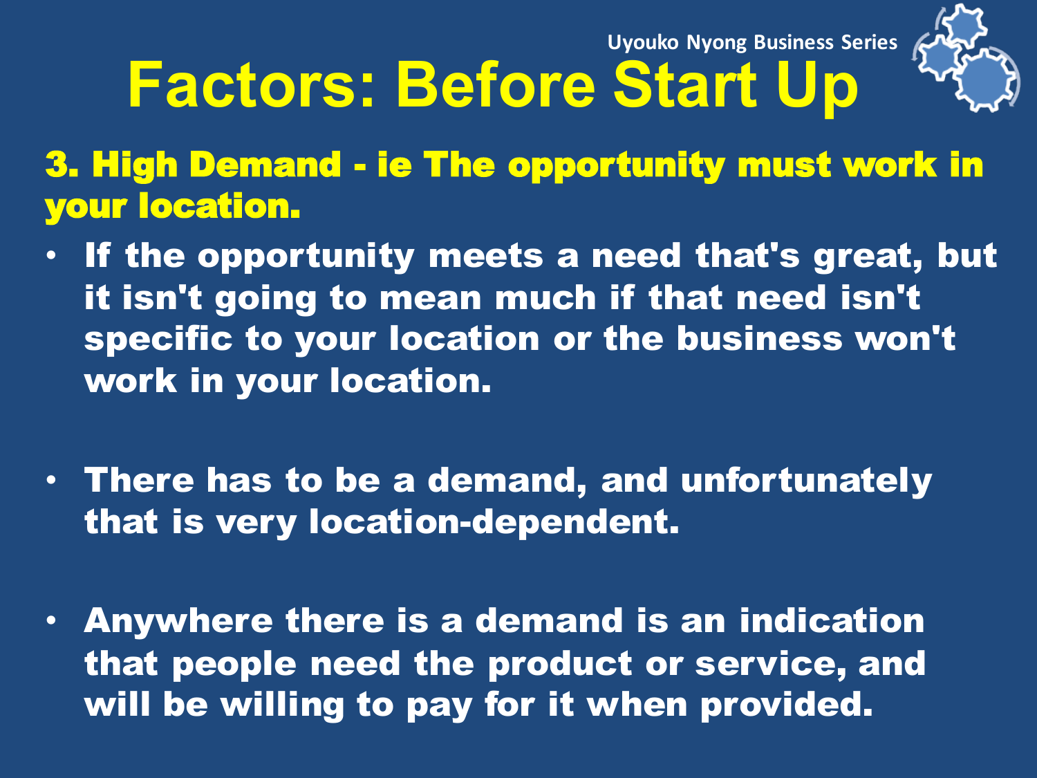# Factors: Before Start Up

**3. High Demand - ie The opportunity must work in your location.**

- If the opportunity meets a need that's great, but it isn't going to mean much if that need isn't specific to your location or the business won't work in your location.
- There has to be a demand, and unfortunately that is very location-dependent.
- Anywhere there is a demand is an indication that people need the product or service, and will be willing to pay for it when provided.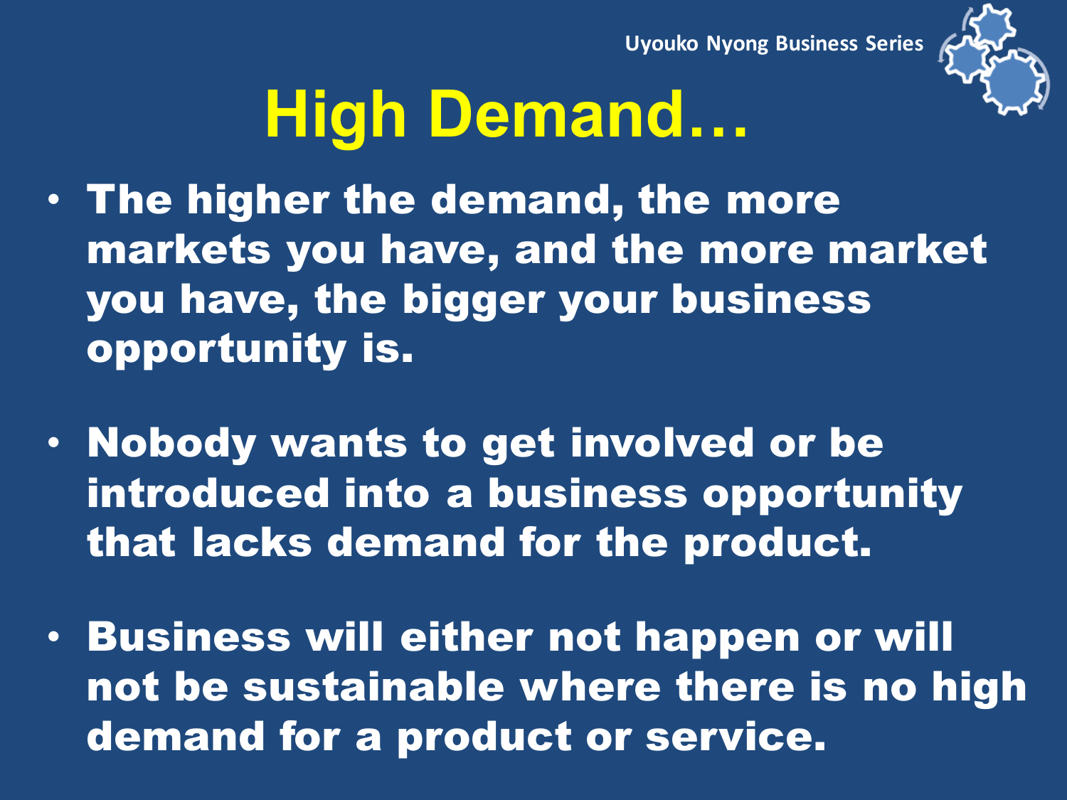# High Demand…

- **The higher the demand, the more markets you have, and the more market you have, the bigger your business opportunity is.**
- **Nobody wants to get involved or be introduced into a business opportunity that lacks demand for the product.**
- **Business will either not happen or will not be sustainable where there is no high demand for a product or service.**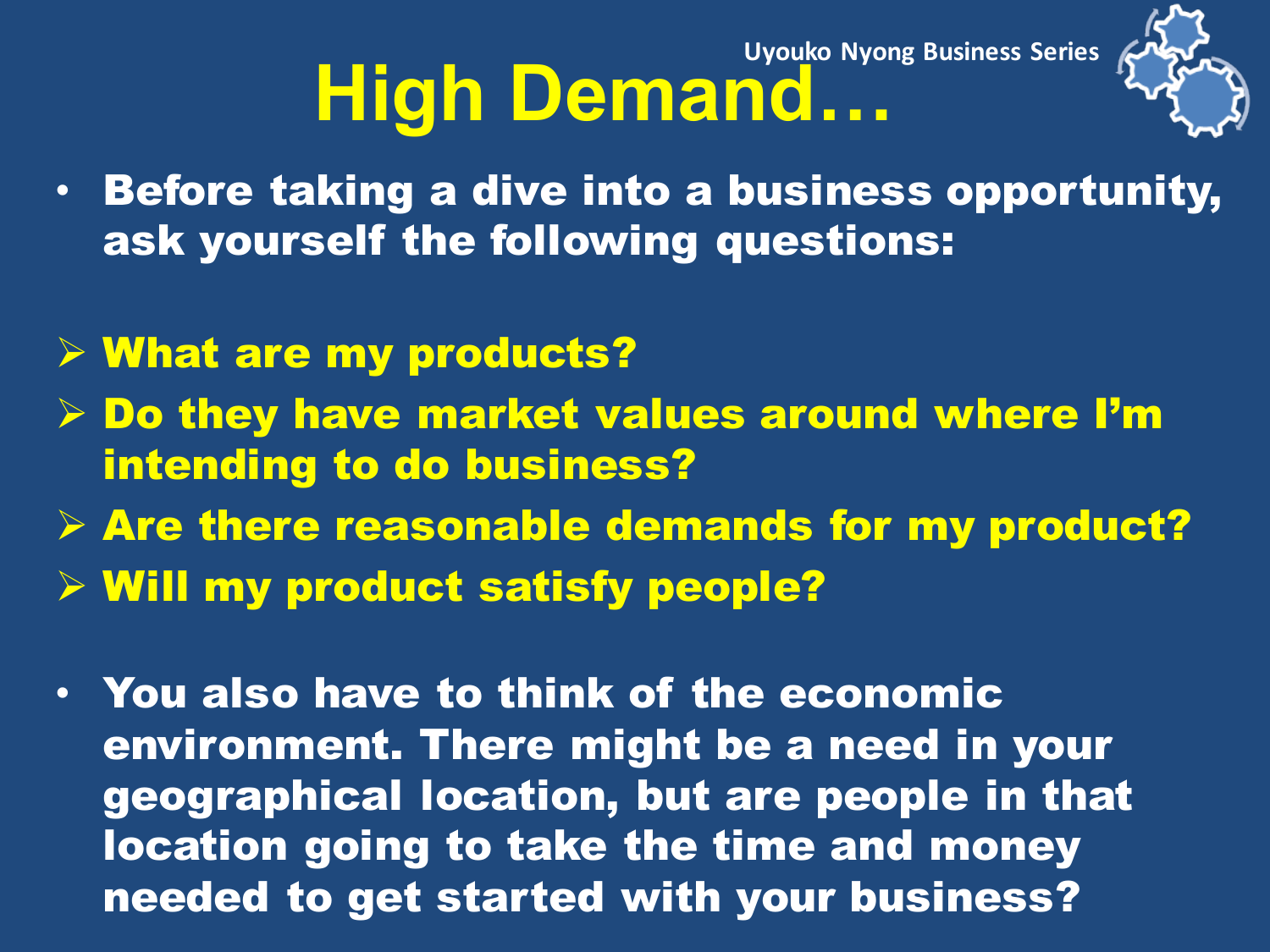# High Demand…

- Before taking a dive into a business opportunity, ask yourself the following questions:

  - What are my products?
  - Do they have market values around where I'm intending to do business?
  - Are there reasonable demands for my product?
  - Will my product satisfy people?

- You also have to think of the economic environment. There might be a need in your geographical location, but are people in that location going to take the time and money needed to get started with your business?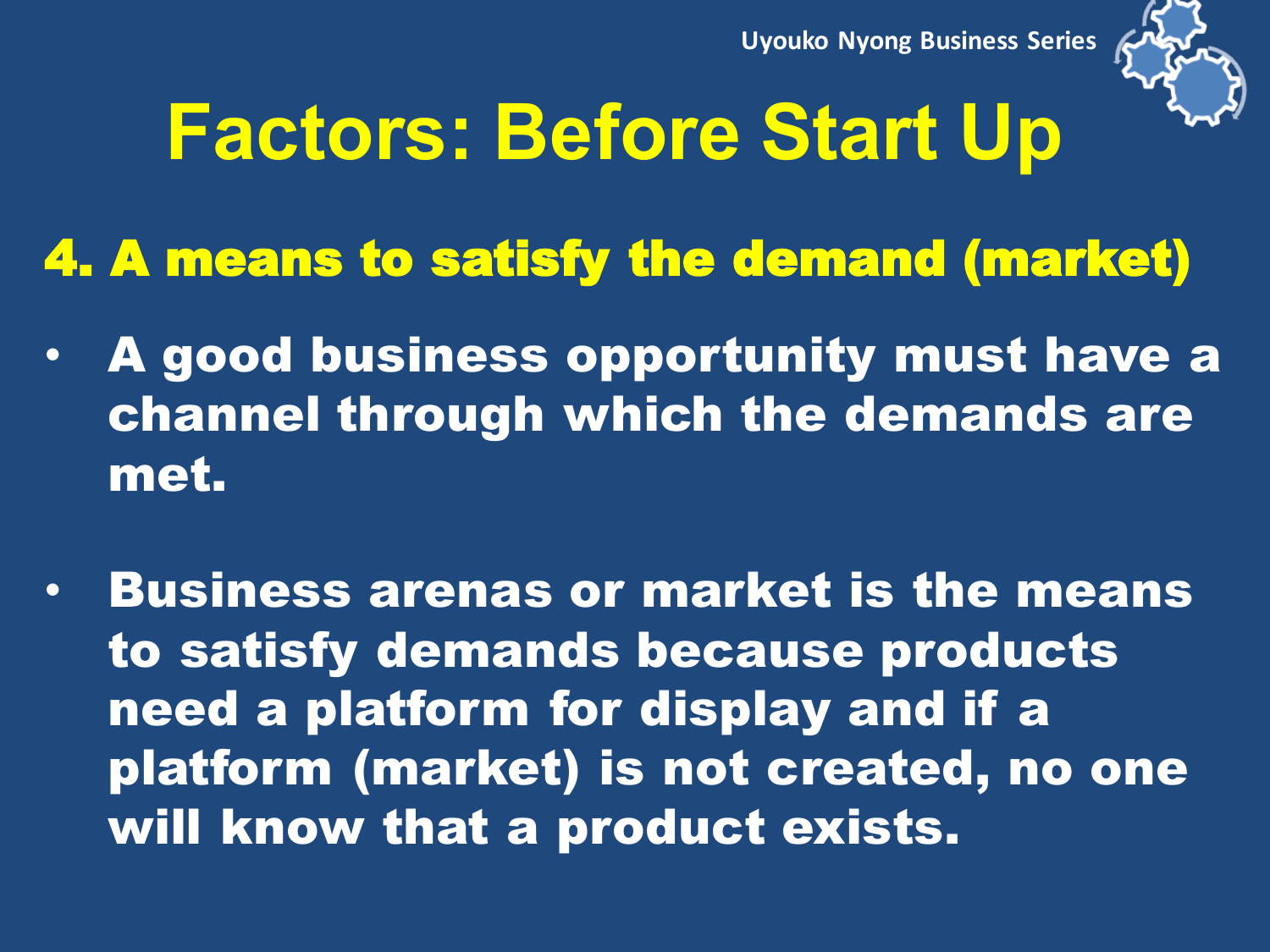# Factors: Before Start Up

## 4. A means to satisfy the demand (market)

- **A good business opportunity must have a channel through which the demands are met.**
- **Business arenas or market is the means to satisfy demands because products need a platform for display and if a platform (market) is not created, no one will know that a product exists.**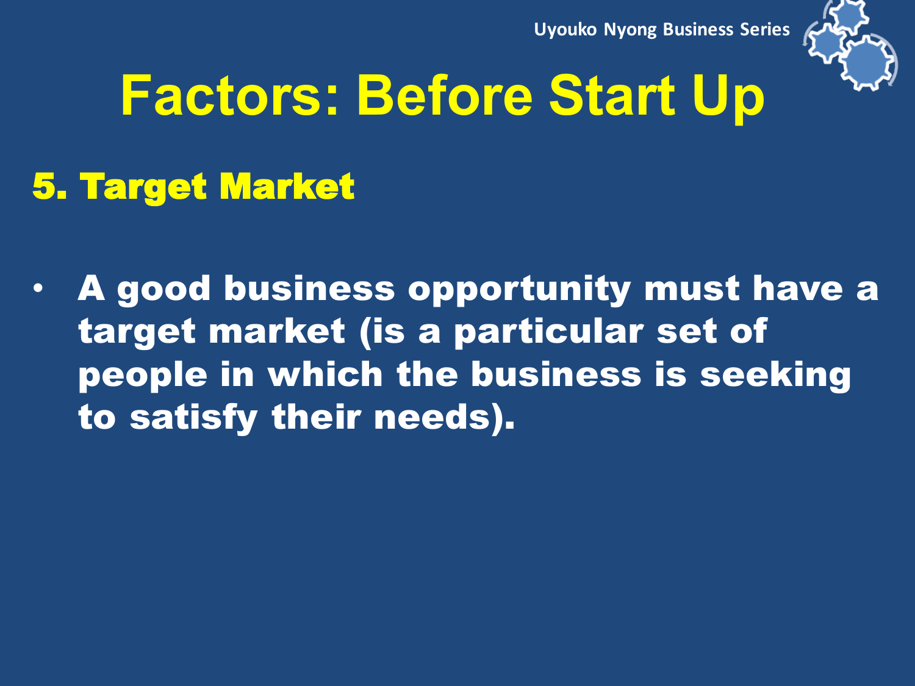# Factors: Before Start Up

## 5. Target Market

- A good business opportunity must have a target market (is a particular set of people in which the business is seeking to satisfy their needs).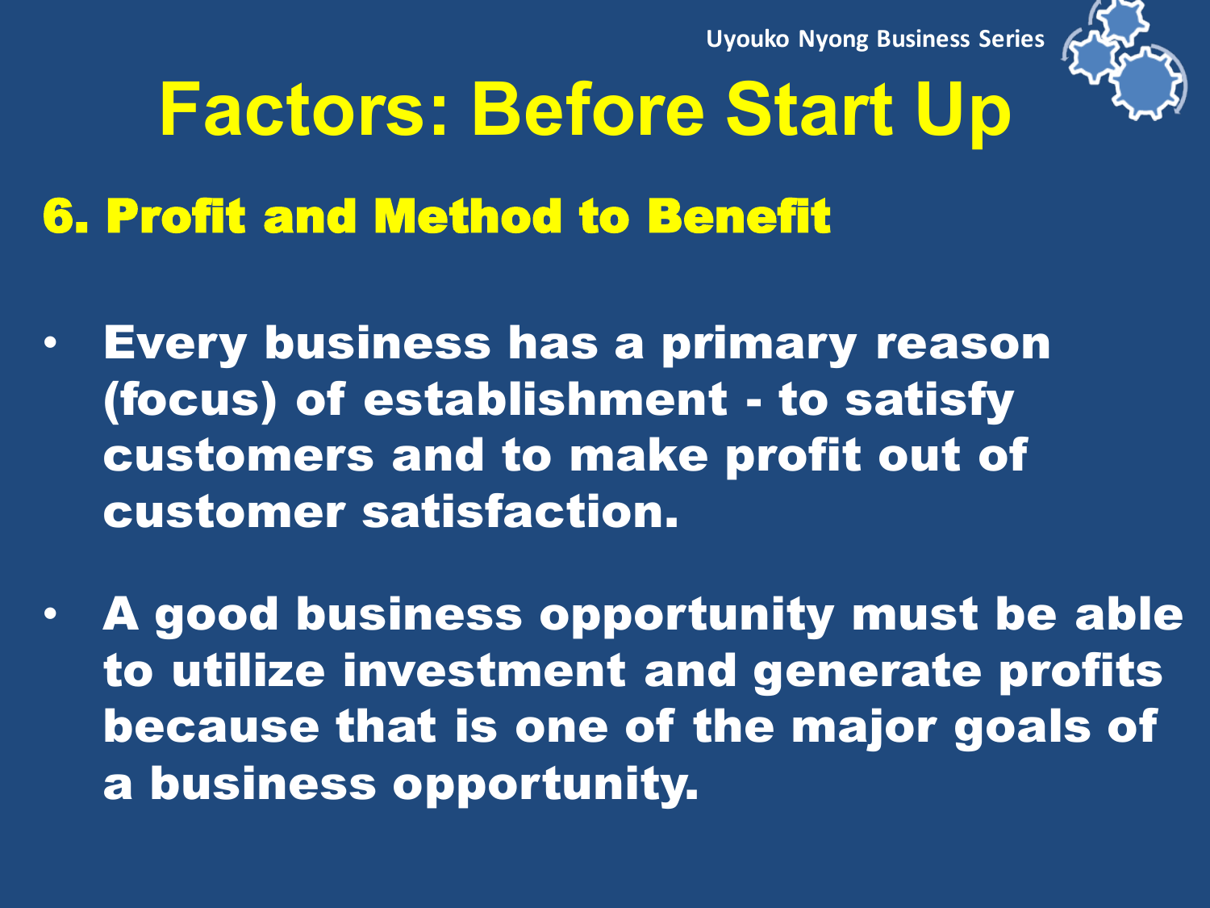# Factors: Before Start Up

## 6. Profit and Method to Benefit

- **Every business has a primary reason (focus) of establishment - to satisfy customers and to make profit out of customer satisfaction.**

- **A good business opportunity must be able to utilize investment and generate profits because that is one of the major goals of a business opportunity.**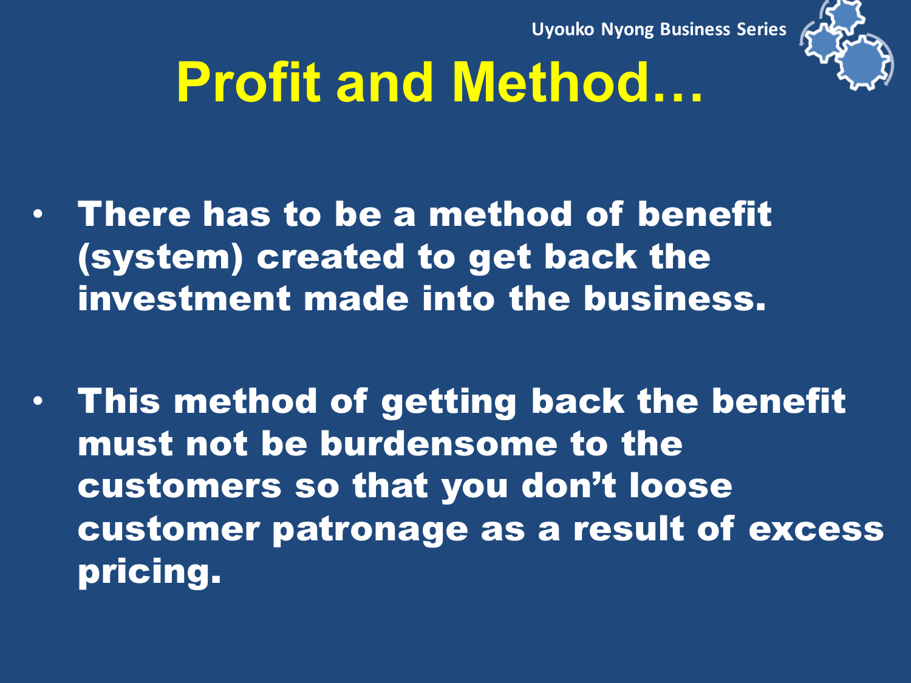# Profit and Method…

- There has to be a method of benefit (system) created to get back the investment made into the business.

- This method of getting back the benefit must not be burdensome to the customers so that you don't loose customer patronage as a result of excess pricing.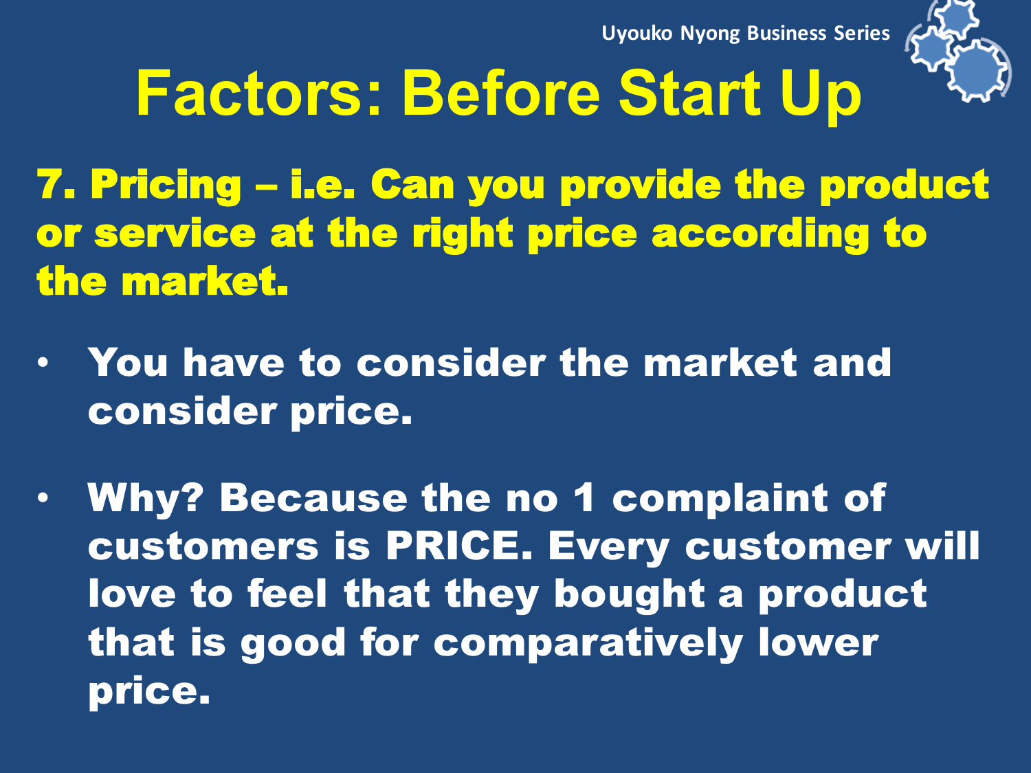# Factors: Before Start Up

**7. Pricing – i.e. Can you provide the product or service at the right price according to the market.**

- **You have to consider the market and consider price.**
- **Why? Because the no 1 complaint of customers is PRICE. Every customer will love to feel that they bought a product that is good for comparatively lower price.**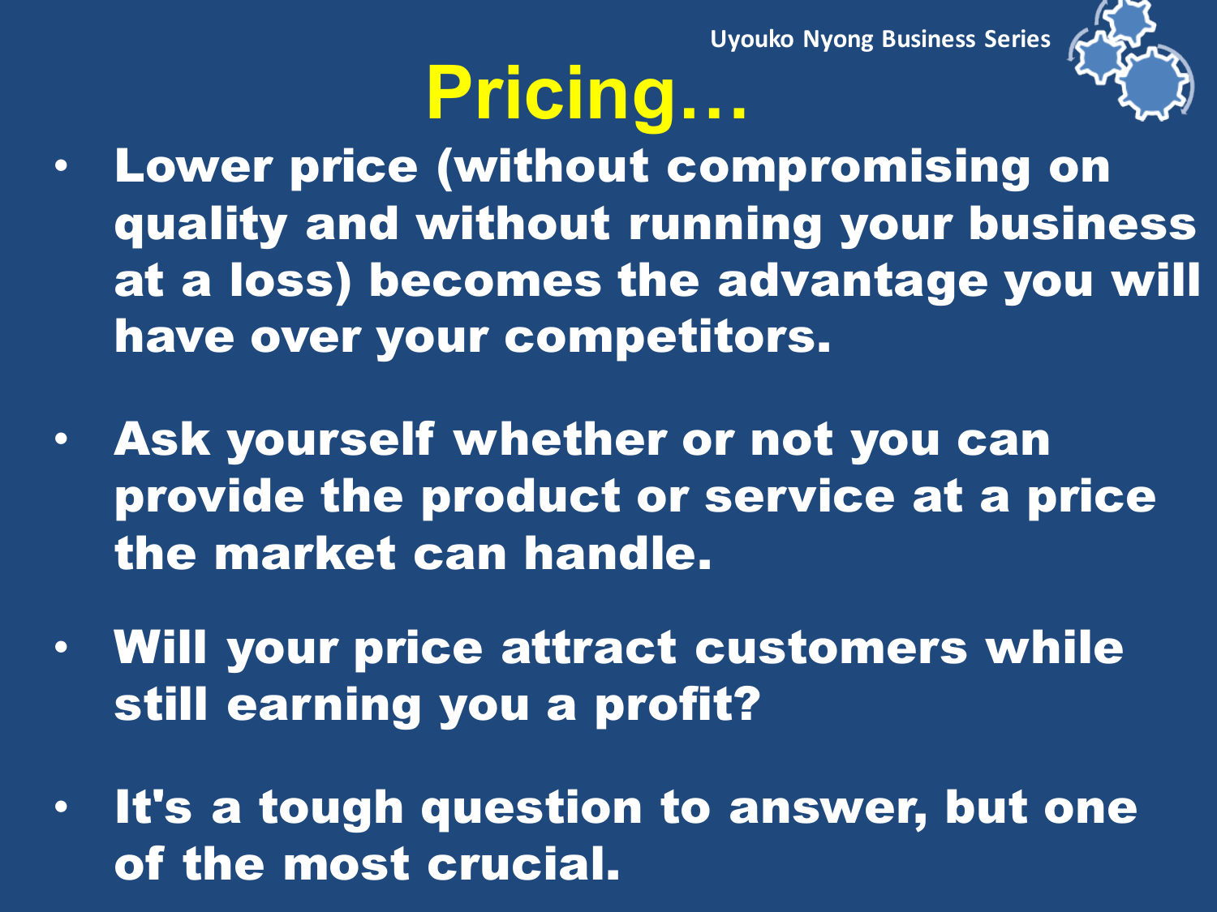# Pricing…

- **Lower price (without compromising on quality and without running your business at a loss) becomes the advantage you will have over your competitors.**
- **Ask yourself whether or not you can provide the product or service at a price the market can handle.**
- **Will your price attract customers while still earning you a profit?**
- **It's a tough question to answer, but one of the most crucial.**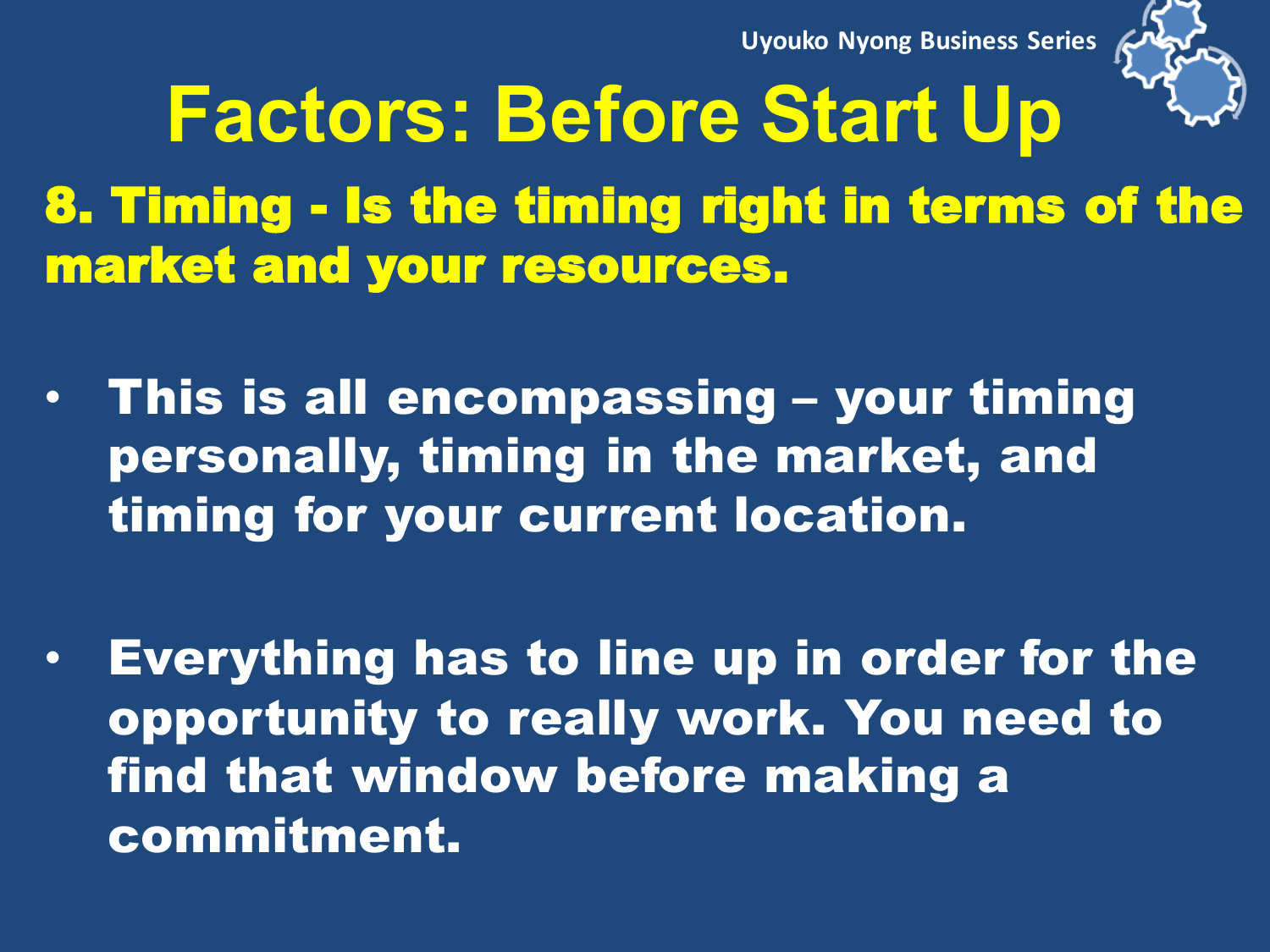# Factors: Before Start Up

**8. Timing - Is the timing right in terms of the market and your resources.**

- **This is all encompassing – your timing personally, timing in the market, and timing for your current location.**
- **Everything has to line up in order for the opportunity to really work. You need to find that window before making a commitment.**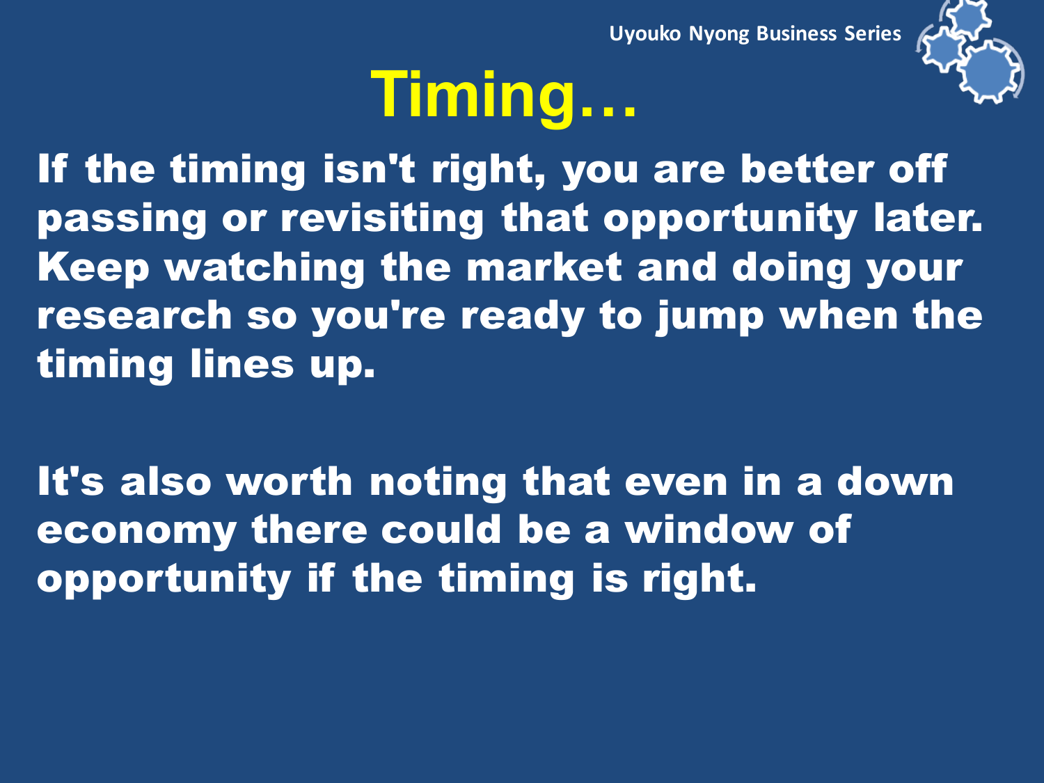# Timing…

If the timing isn't right, you are better off passing or revisiting that opportunity later. Keep watching the market and doing your research so you're ready to jump when the timing lines up.

It's also worth noting that even in a down economy there could be a window of opportunity if the timing is right.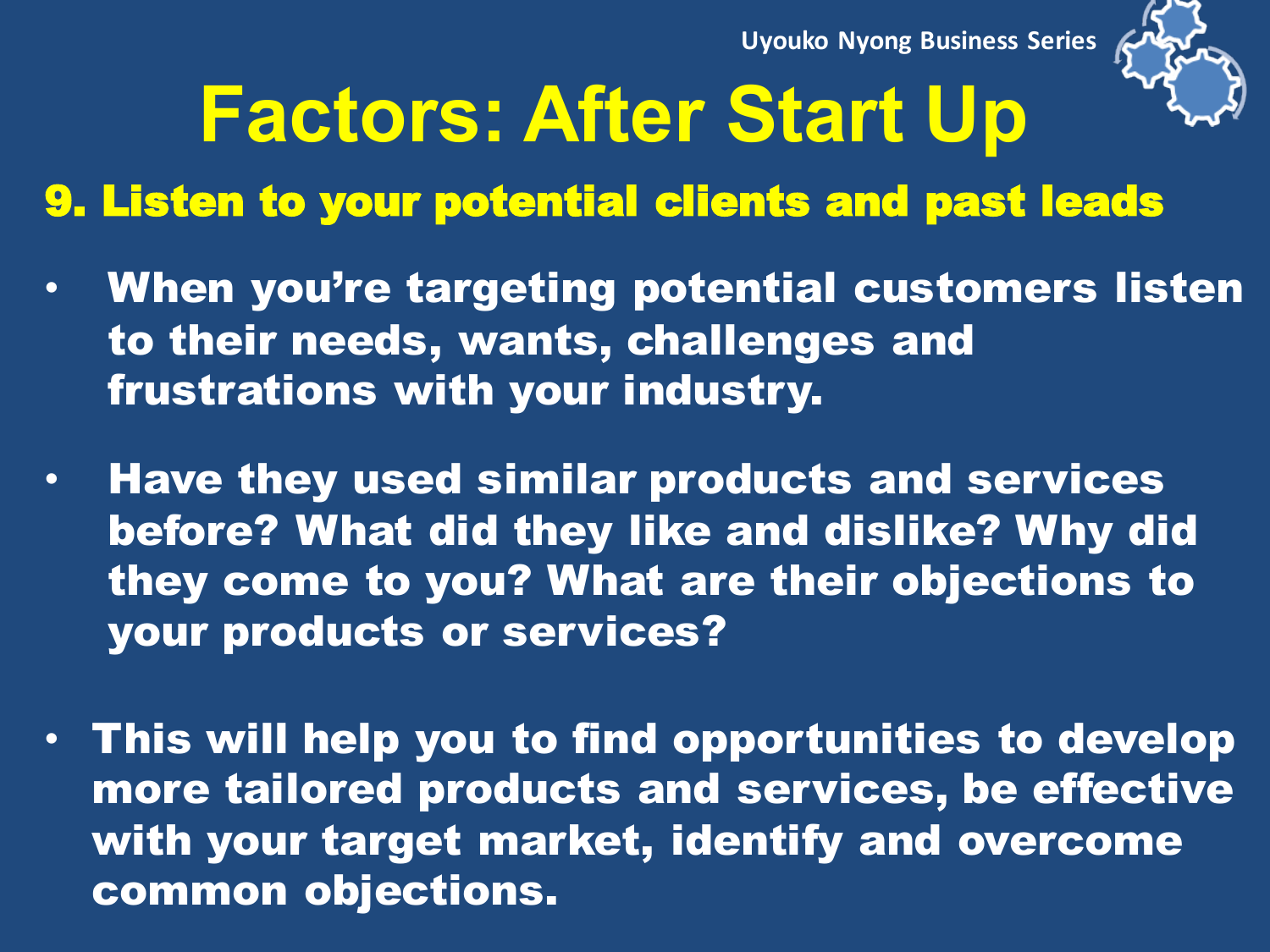# Factors: After Start Up

## 9. Listen to your potential clients and past leads

- When you're targeting potential customers listen to their needs, wants, challenges and frustrations with your industry.
- Have they used similar products and services before? What did they like and dislike? Why did they come to you? What are their objections to your products or services?
- This will help you to find opportunities to develop more tailored products and services, be effective with your target market, identify and overcome common objections.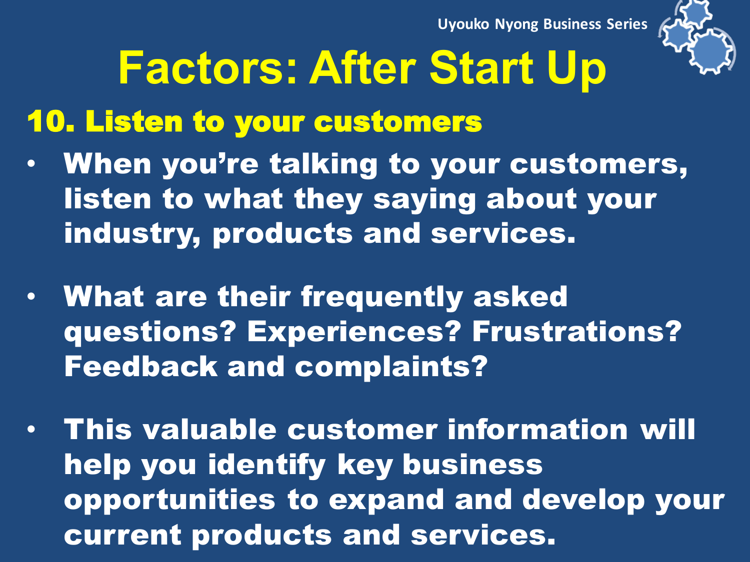# Factors: After Start Up

## 10. Listen to your customers

- When you're talking to your customers, listen to what they saying about your industry, products and services.
- What are their frequently asked questions? Experiences? Frustrations? Feedback and complaints?
- This valuable customer information will help you identify key business opportunities to expand and develop your current products and services.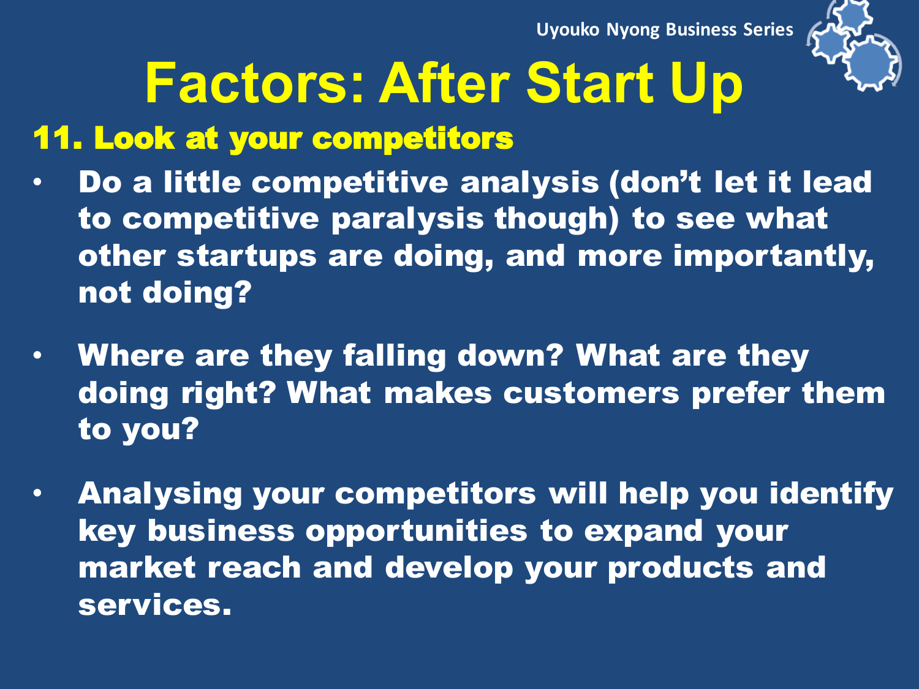# Factors: After Start Up

## 11. Look at your competitors

- Do a little competitive analysis (don't let it lead to competitive paralysis though) to see what other startups are doing, and more importantly, not doing?
- Where are they falling down? What are they doing right? What makes customers prefer them to you?
- Analysing your competitors will help you identify key business opportunities to expand your market reach and develop your products and services.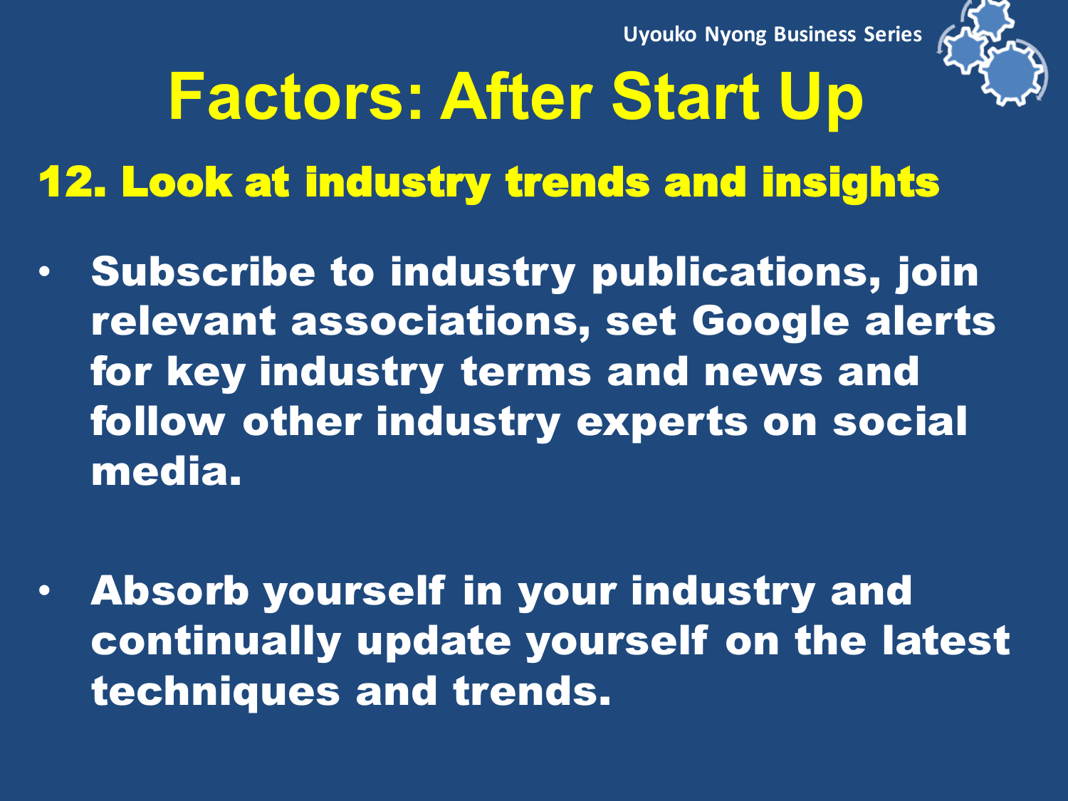# Factors: After Start Up

## 12. Look at industry trends and insights

- **Subscribe to industry publications, join relevant associations, set Google alerts for key industry terms and news and follow other industry experts on social media.**

- **Absorb yourself in your industry and continually update yourself on the latest techniques and trends.**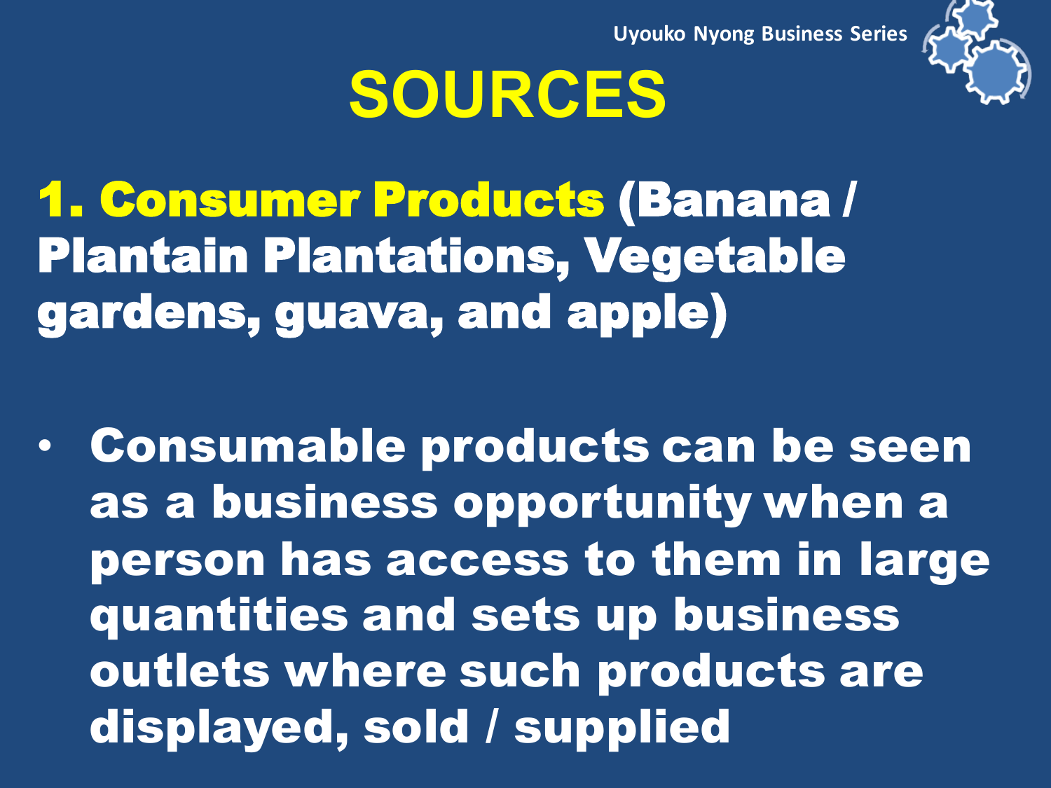# SOURCES

**1. Consumer Products (Banana / Plantain Plantations, Vegetable gardens, guava, and apple)**

- **Consumable products can be seen as a business opportunity when a person has access to them in large quantities and sets up business outlets where such products are displayed, sold / supplied**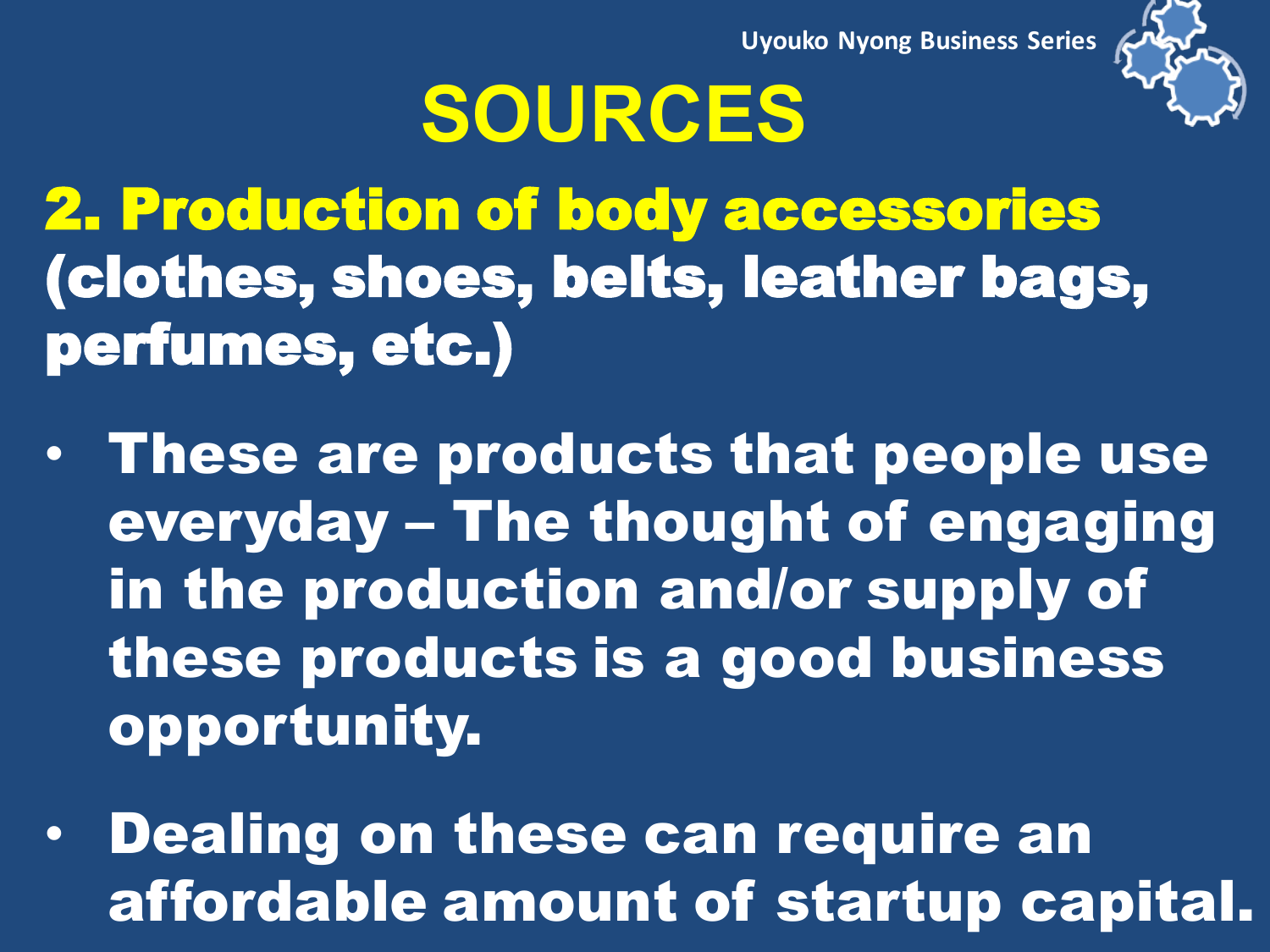# SOURCES

## 2. Production of body accessories

**(clothes, shoes, belts, leather bags, perfumes, etc.)**

- **These are products that people use everyday – The thought of engaging in the production and/or supply of these products is a good business opportunity.**
- **Dealing on these can require an affordable amount of startup capital.**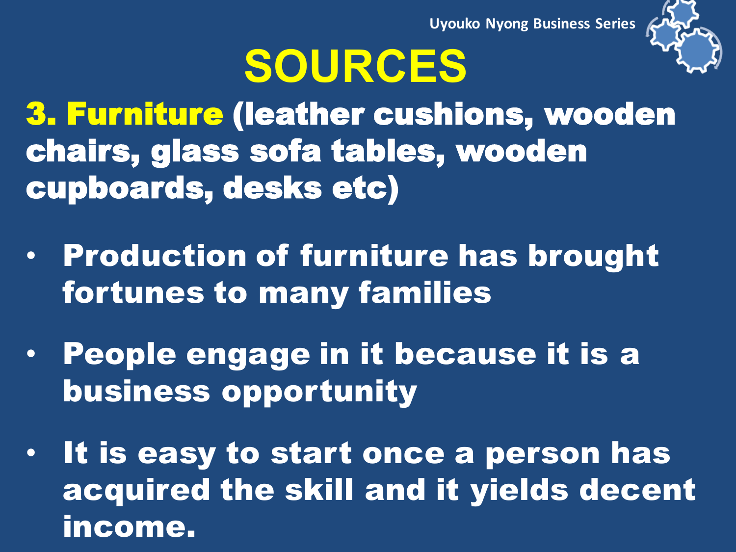# SOURCES

**3. Furniture (leather cushions, wooden chairs, glass sofa tables, wooden cupboards, desks etc)**

- **Production of furniture has brought fortunes to many families**
- **People engage in it because it is a business opportunity**
- **It is easy to start once a person has acquired the skill and it yields decent income.**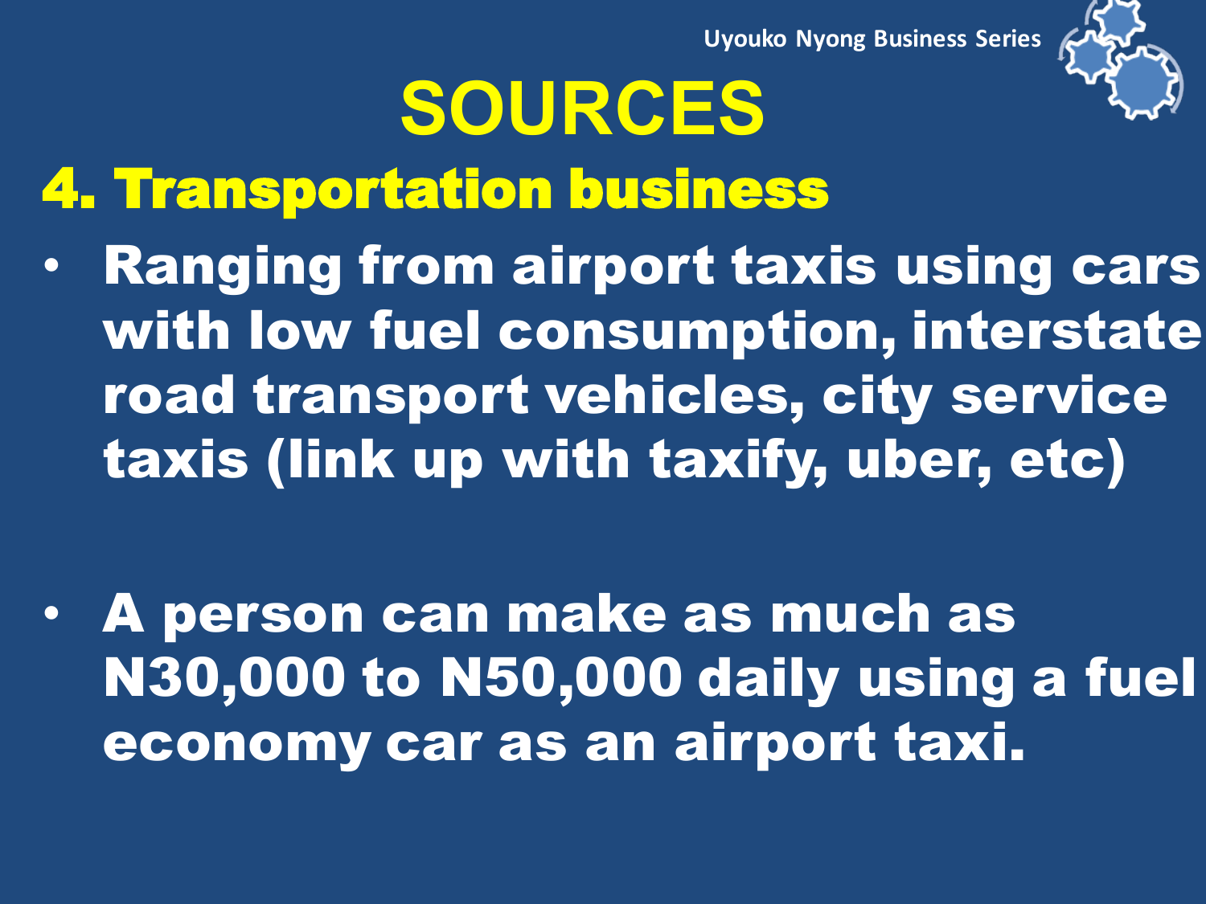# SOURCES

## 4. Transportation business

- Ranging from airport taxis using cars with low fuel consumption, interstate road transport vehicles, city service taxis (link up with taxify, uber, etc)

- A person can make as much as N30,000 to N50,000 daily using a fuel economy car as an airport taxi.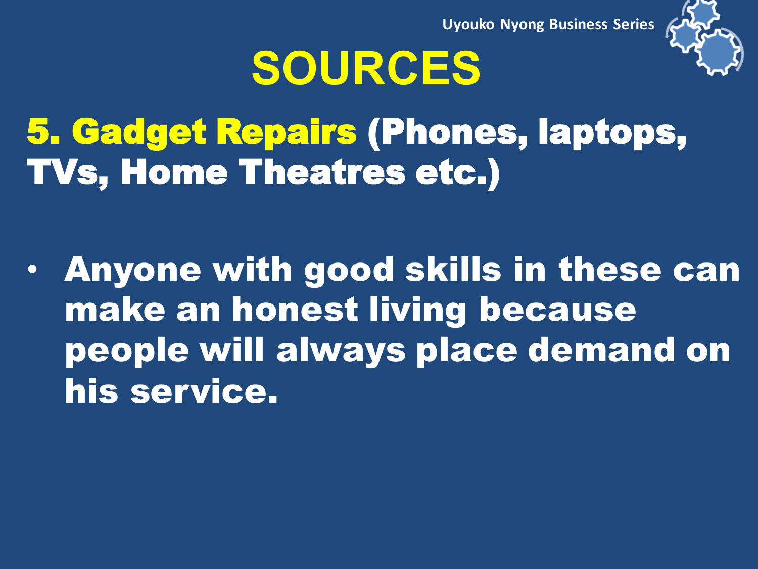# SOURCES

## 5. Gadget Repairs (Phones, laptops, TVs, Home Theatres etc.)

- Anyone with good skills in these can make an honest living because people will always place demand on his service.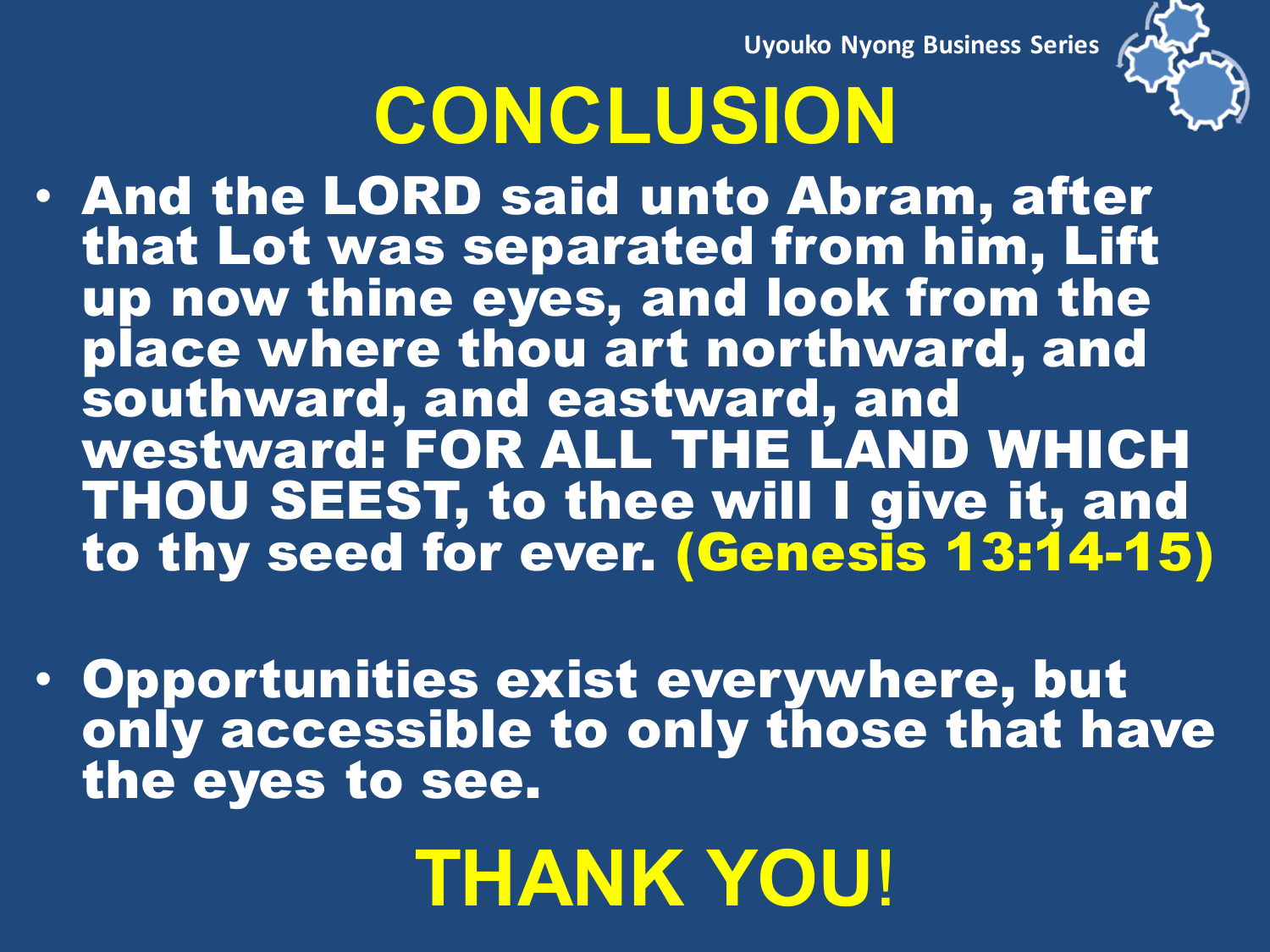# CONCLUSION

- And the LORD said unto Abram, after that Lot was separated from him, Lift up now thine eyes, and look from the place where thou art northward, and southward, and eastward, and westward: FOR ALL THE LAND WHICH THOU SEEST, to thee will I give it, and to thy seed for ever. (Genesis 13:14-15)

- Opportunities exist everywhere, but only accessible to only those that have the eyes to see.

# THANK YOU!